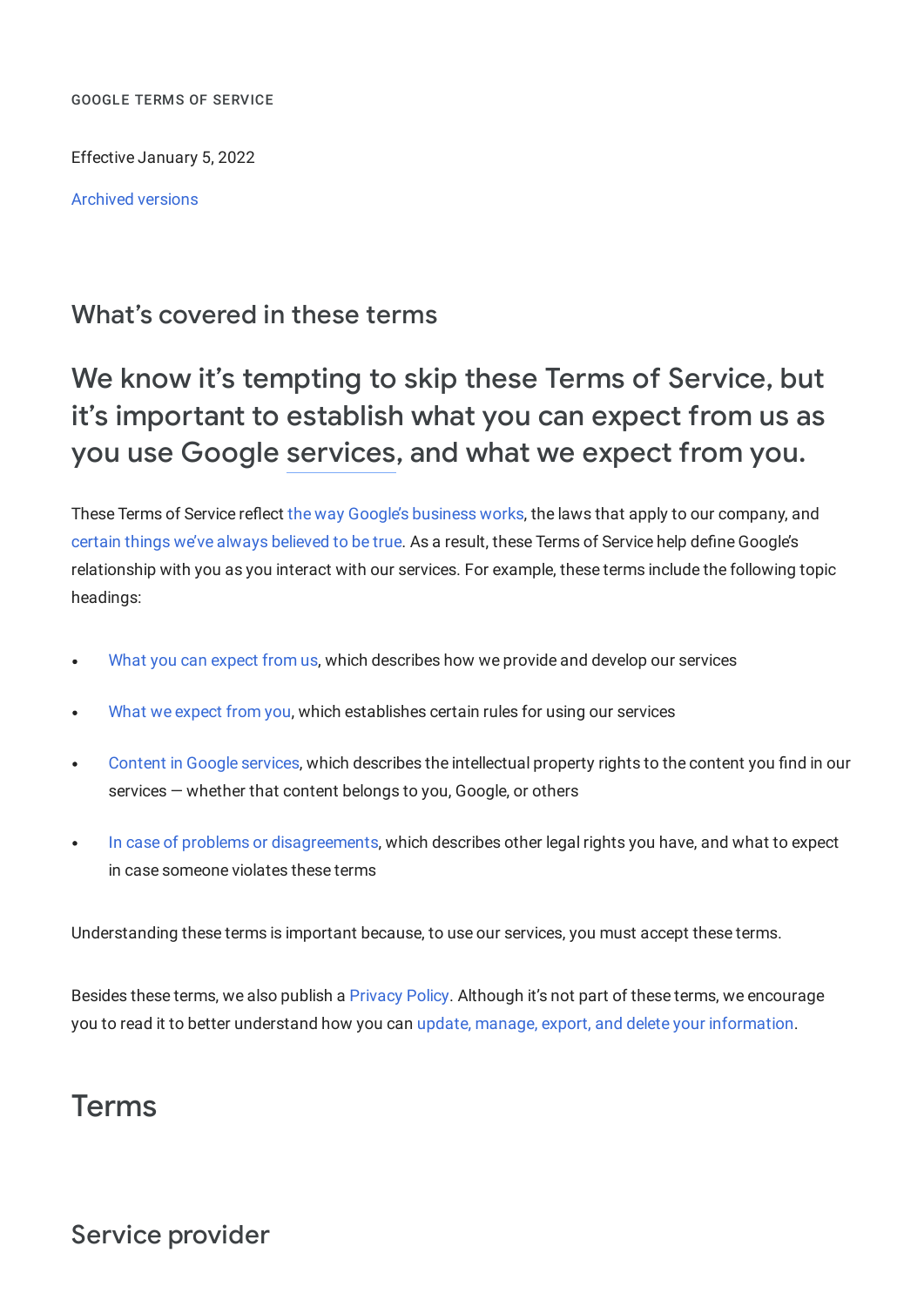GOOGLE TERMS OF SERVICE

Effective January 5, 2022

Archived versions

## What's covered in these terms

# We know it's tempting to skip these Terms of Service, but it's important to establish what you can expect from us as you use Google services, and what we expect from you.

These Terms of Service reflect the way Google's business works, the laws that apply to our company, and certain things we've always believed to be true. As a result, these Terms of Service help define Google's relationship with you as you interact with our services. For example, these terms include the following topic headings:

- What you can expect from us, which describes how we provide and develop our services
- What we expect from you, which establishes certain rules for using our services
- Content in Google services, which describes the intellectual property rights to the content you find in our services — whether that content belongs to you, Google, or others
- In case of problems or disagreements, which describes other legal rights you have, and what to expect in case someone violates these terms

Understanding these terms is important because, to use our services, you must accept these terms.

Besides these terms, we also publish a Privacy Policy. Although it's not part of these terms, we encourage you to read it to better understand how you can update, manage, export, and delete your information.

# Terms

## Service provider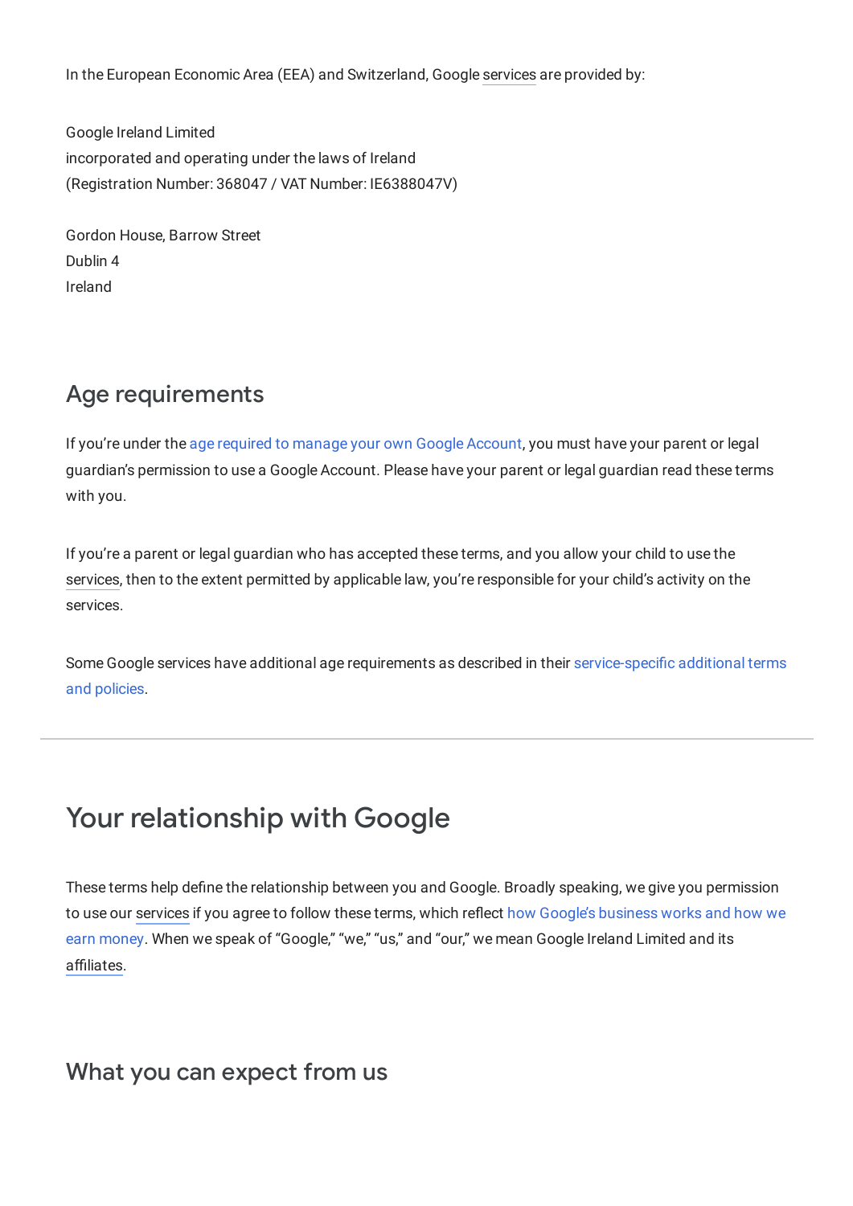In the European Economic Area (EEA) and Switzerland, Google services are provided by:

Google Ireland Limited
incorporated and operating under the laws of Ireland
(Registration Number: 368047 / VAT Number: IE6388047V)

Gordon House, Barrow Street
Dublin 4
Ireland

## Age requirements

If you're under the age required to manage your own Google Account, you must have your parent or legal guardian's permission to use a Google Account. Please have your parent or legal guardian read these terms with you.

If you're a parent or legal guardian who has accepted these terms, and you allow your child to use the services, then to the extent permitted by applicable law, you're responsible for your child's activity on the services.

Some Google services have additional age requirements as described in their service-specific additional terms and policies.

---

# Your relationship with Google

These terms help define the relationship between you and Google. Broadly speaking, we give you permission to use our services if you agree to follow these terms, which reflect how Google's business works and how we earn money. When we speak of "Google," "we," "us," and "our," we mean Google Ireland Limited and its affiliates.

## What you can expect from us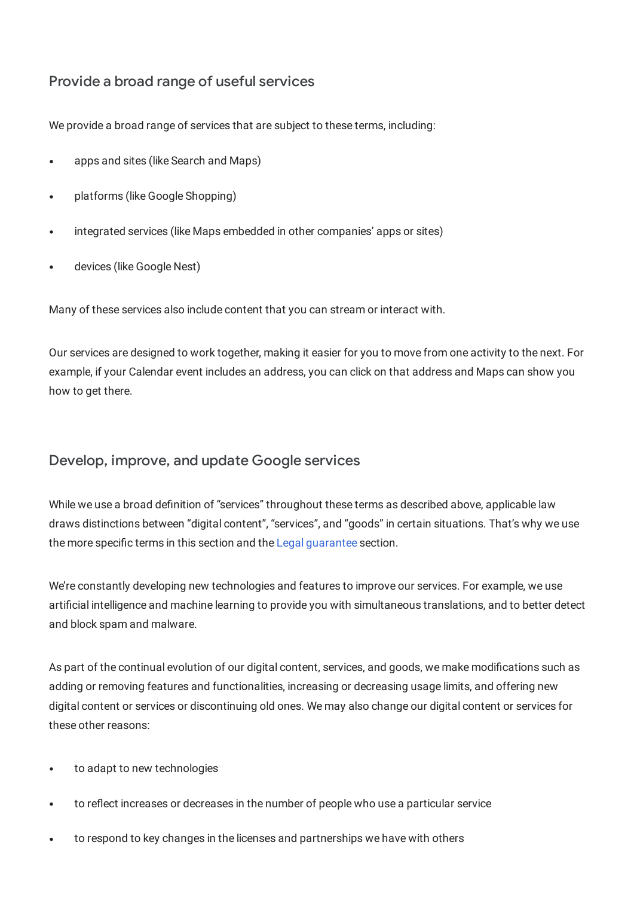## Provide a broad range of useful services

We provide a broad range of services that are subject to these terms, including:

- apps and sites (like Search and Maps)
- platforms (like Google Shopping)
- integrated services (like Maps embedded in other companies' apps or sites)
- devices (like Google Nest)

Many of these services also include content that you can stream or interact with.

Our services are designed to work together, making it easier for you to move from one activity to the next. For example, if your Calendar event includes an address, you can click on that address and Maps can show you how to get there.

## Develop, improve, and update Google services

While we use a broad definition of "services" throughout these terms as described above, applicable law draws distinctions between "digital content", "services", and "goods" in certain situations. That's why we use the more specific terms in this section and the Legal guarantee section.

We're constantly developing new technologies and features to improve our services. For example, we use artificial intelligence and machine learning to provide you with simultaneous translations, and to better detect and block spam and malware.

As part of the continual evolution of our digital content, services, and goods, we make modifications such as adding or removing features and functionalities, increasing or decreasing usage limits, and offering new digital content or services or discontinuing old ones. We may also change our digital content or services for these other reasons:

- to adapt to new technologies
- to reflect increases or decreases in the number of people who use a particular service
- to respond to key changes in the licenses and partnerships we have with others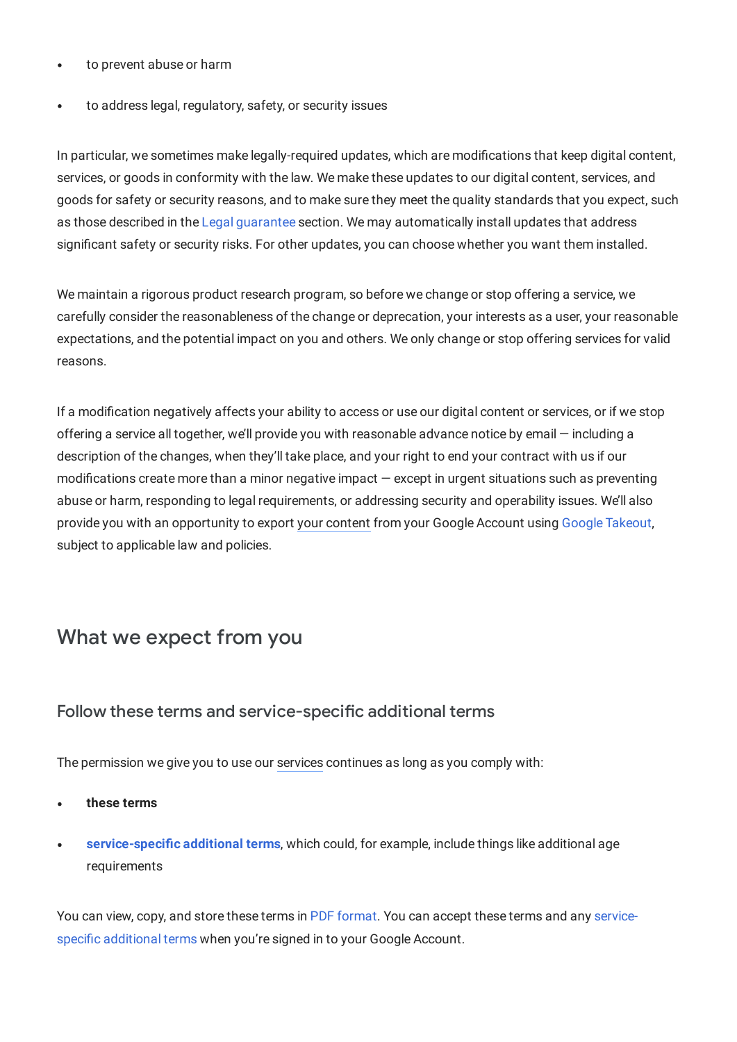- to prevent abuse or harm
- to address legal, regulatory, safety, or security issues

In particular, we sometimes make legally-required updates, which are modifications that keep digital content, services, or goods in conformity with the law. We make these updates to our digital content, services, and goods for safety or security reasons, and to make sure they meet the quality standards that you expect, such as those described in the Legal guarantee section. We may automatically install updates that address significant safety or security risks. For other updates, you can choose whether you want them installed.

We maintain a rigorous product research program, so before we change or stop offering a service, we carefully consider the reasonableness of the change or deprecation, your interests as a user, your reasonable expectations, and the potential impact on you and others. We only change or stop offering services for valid reasons.

If a modification negatively affects your ability to access or use our digital content or services, or if we stop offering a service all together, we'll provide you with reasonable advance notice by email — including a description of the changes, when they'll take place, and your right to end your contract with us if our modifications create more than a minor negative impact — except in urgent situations such as preventing abuse or harm, responding to legal requirements, or addressing security and operability issues. We'll also provide you with an opportunity to export your content from your Google Account using Google Takeout, subject to applicable law and policies.

## What we expect from you

### Follow these terms and service-specific additional terms

The permission we give you to use our services continues as long as you comply with:

- **these terms**
- **service-specific additional terms**, which could, for example, include things like additional age requirements

You can view, copy, and store these terms in PDF format. You can accept these terms and any service-specific additional terms when you're signed in to your Google Account.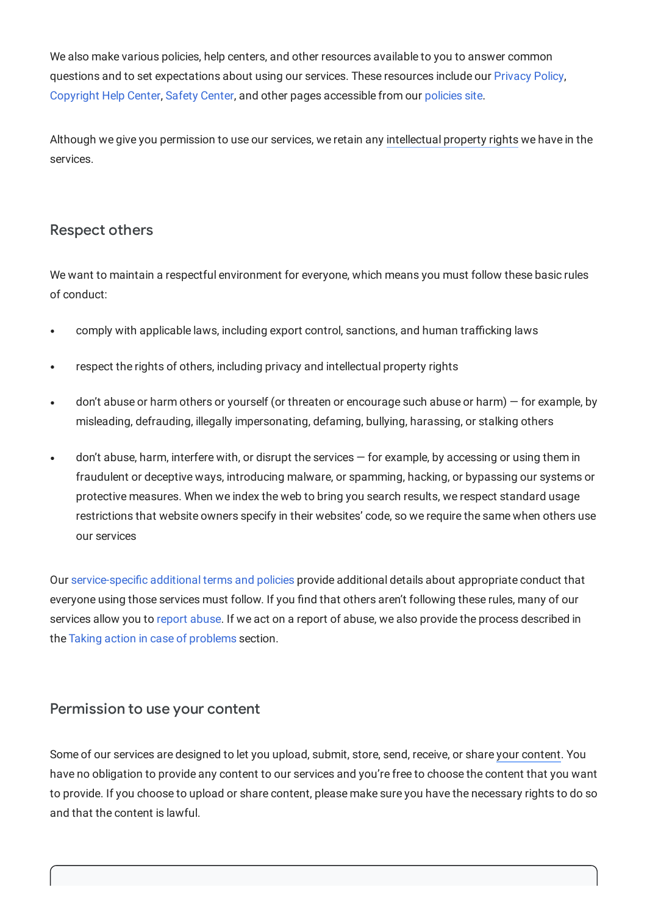We also make various policies, help centers, and other resources available to you to answer common questions and to set expectations about using our services. These resources include our Privacy Policy, Copyright Help Center, Safety Center, and other pages accessible from our policies site.

Although we give you permission to use our services, we retain any intellectual property rights we have in the services.

## Respect others

We want to maintain a respectful environment for everyone, which means you must follow these basic rules of conduct:

- comply with applicable laws, including export control, sanctions, and human trafficking laws
- respect the rights of others, including privacy and intellectual property rights
- don't abuse or harm others or yourself (or threaten or encourage such abuse or harm) — for example, by misleading, defrauding, illegally impersonating, defaming, bullying, harassing, or stalking others
- don't abuse, harm, interfere with, or disrupt the services — for example, by accessing or using them in fraudulent or deceptive ways, introducing malware, or spamming, hacking, or bypassing our systems or protective measures. When we index the web to bring you search results, we respect standard usage restrictions that website owners specify in their websites' code, so we require the same when others use our services

Our service-specific additional terms and policies provide additional details about appropriate conduct that everyone using those services must follow. If you find that others aren't following these rules, many of our services allow you to report abuse. If we act on a report of abuse, we also provide the process described in the Taking action in case of problems section.

## Permission to use your content

Some of our services are designed to let you upload, submit, store, send, receive, or share your content. You have no obligation to provide any content to our services and you're free to choose the content that you want to provide. If you choose to upload or share content, please make sure you have the necessary rights to do so and that the content is lawful.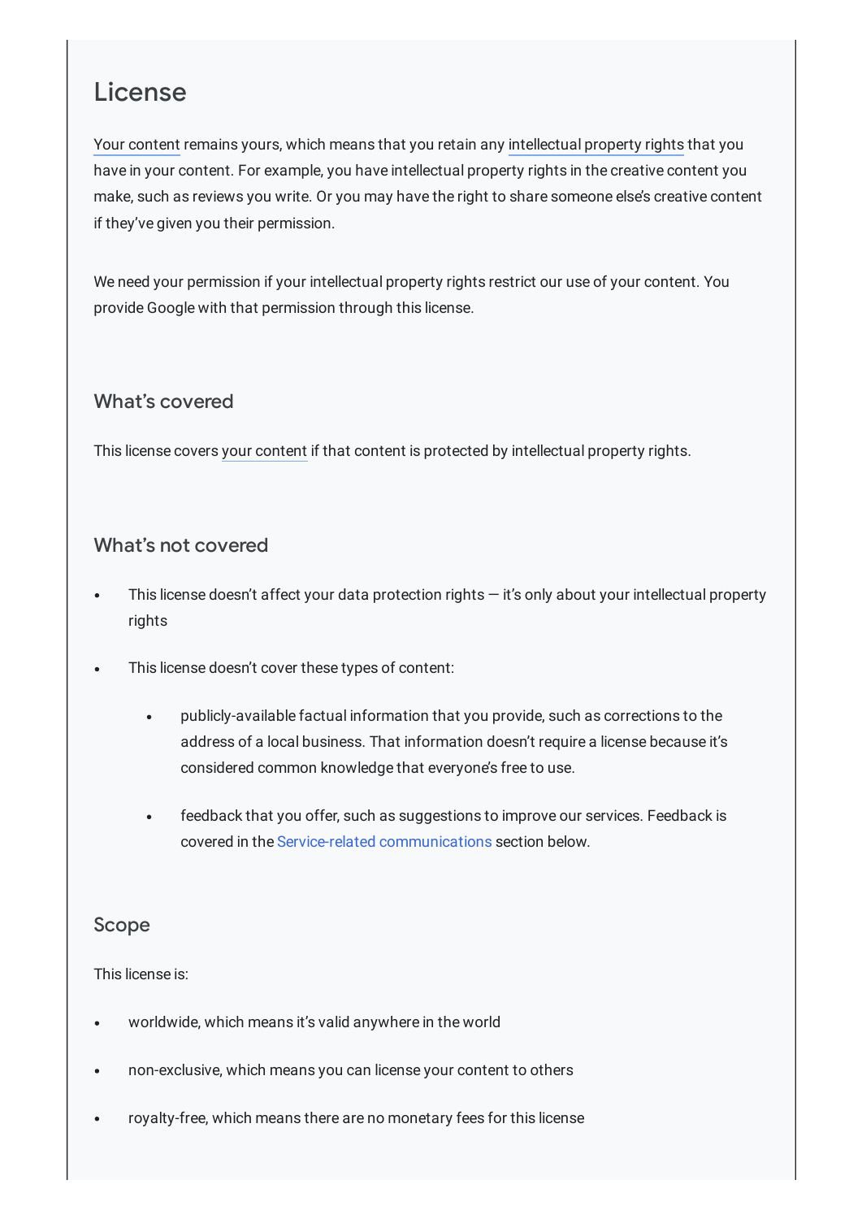## License

Your content remains yours, which means that you retain any intellectual property rights that you have in your content. For example, you have intellectual property rights in the creative content you make, such as reviews you write. Or you may have the right to share someone else's creative content if they've given you their permission.

We need your permission if your intellectual property rights restrict our use of your content. You provide Google with that permission through this license.

### What's covered

This license covers your content if that content is protected by intellectual property rights.

### What's not covered

- This license doesn't affect your data protection rights — it's only about your intellectual property rights
- This license doesn't cover these types of content:
  - publicly-available factual information that you provide, such as corrections to the address of a local business. That information doesn't require a license because it's considered common knowledge that everyone's free to use.
  - feedback that you offer, such as suggestions to improve our services. Feedback is covered in the Service-related communications section below.

### Scope

This license is:

- worldwide, which means it's valid anywhere in the world
- non-exclusive, which means you can license your content to others
- royalty-free, which means there are no monetary fees for this license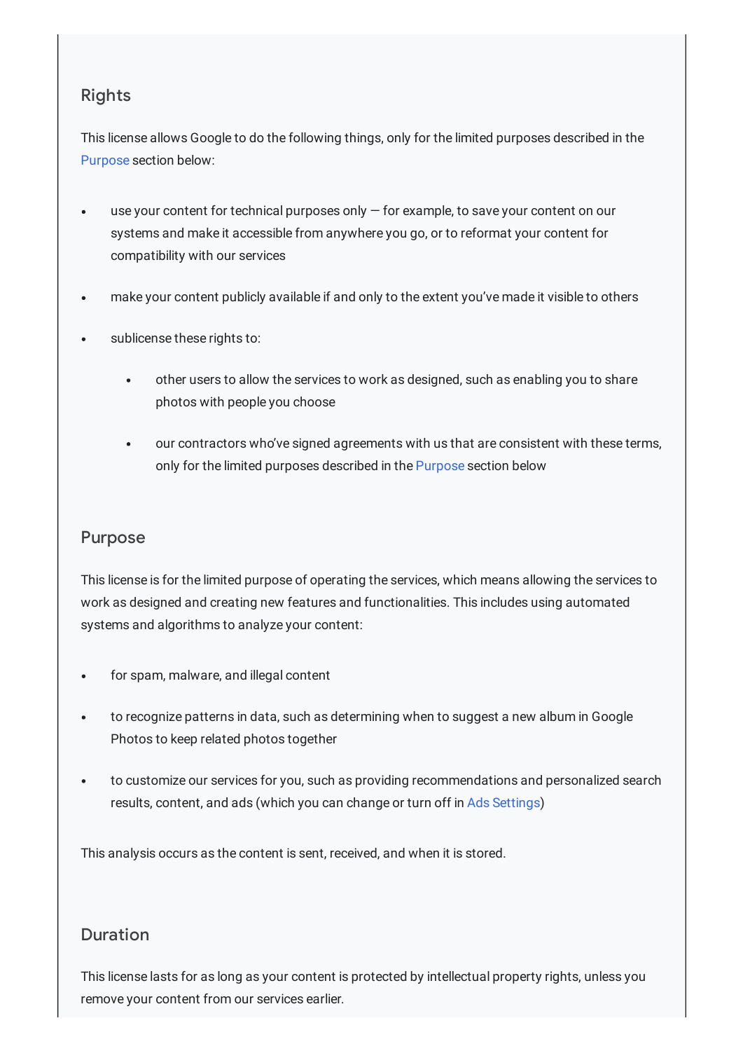### Rights

This license allows Google to do the following things, only for the limited purposes described in the Purpose section below:

- use your content for technical purposes only — for example, to save your content on our systems and make it accessible from anywhere you go, or to reformat your content for compatibility with our services
- make your content publicly available if and only to the extent you've made it visible to others
- sublicense these rights to:
  - other users to allow the services to work as designed, such as enabling you to share photos with people you choose
  - our contractors who've signed agreements with us that are consistent with these terms, only for the limited purposes described in the Purpose section below

### Purpose

This license is for the limited purpose of operating the services, which means allowing the services to work as designed and creating new features and functionalities. This includes using automated systems and algorithms to analyze your content:

- for spam, malware, and illegal content
- to recognize patterns in data, such as determining when to suggest a new album in Google Photos to keep related photos together
- to customize our services for you, such as providing recommendations and personalized search results, content, and ads (which you can change or turn off in Ads Settings)

This analysis occurs as the content is sent, received, and when it is stored.

### Duration

This license lasts for as long as your content is protected by intellectual property rights, unless you remove your content from our services earlier.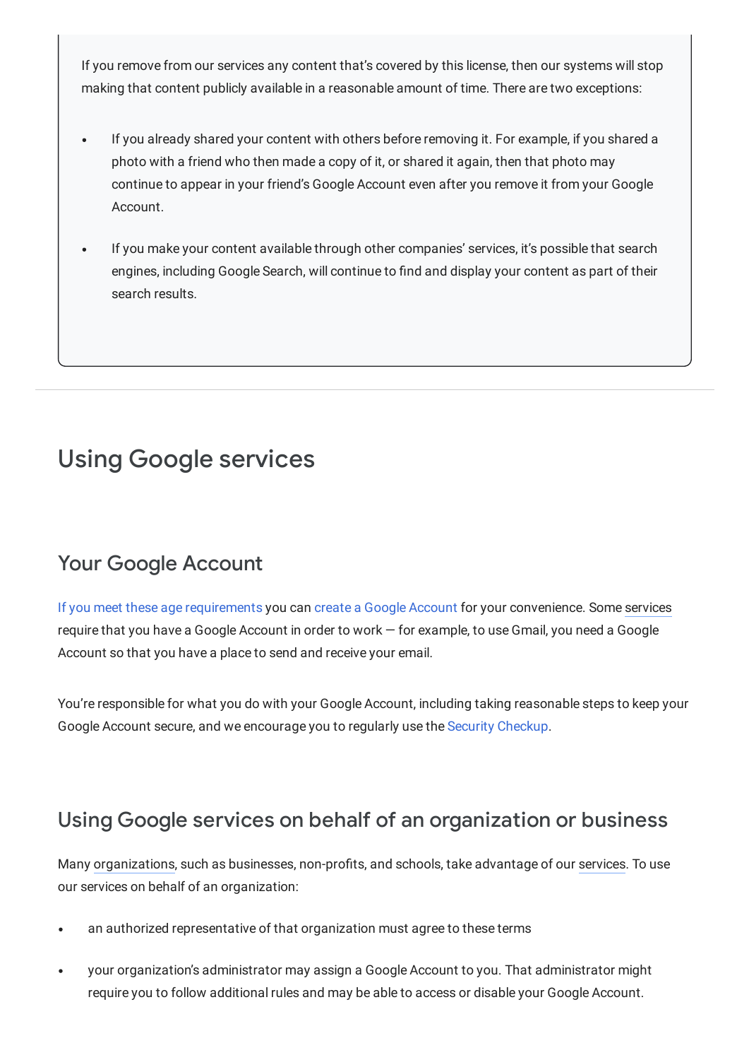If you remove from our services any content that's covered by this license, then our systems will stop making that content publicly available in a reasonable amount of time. There are two exceptions:

- If you already shared your content with others before removing it. For example, if you shared a photo with a friend who then made a copy of it, or shared it again, then that photo may continue to appear in your friend's Google Account even after you remove it from your Google Account.
- If you make your content available through other companies' services, it's possible that search engines, including Google Search, will continue to find and display your content as part of their search results.

---

# Using Google services

## Your Google Account

If you meet these age requirements you can create a Google Account for your convenience. Some services require that you have a Google Account in order to work — for example, to use Gmail, you need a Google Account so that you have a place to send and receive your email.

You're responsible for what you do with your Google Account, including taking reasonable steps to keep your Google Account secure, and we encourage you to regularly use the Security Checkup.

## Using Google services on behalf of an organization or business

Many organizations, such as businesses, non-profits, and schools, take advantage of our services. To use our services on behalf of an organization:

- an authorized representative of that organization must agree to these terms
- your organization's administrator may assign a Google Account to you. That administrator might require you to follow additional rules and may be able to access or disable your Google Account.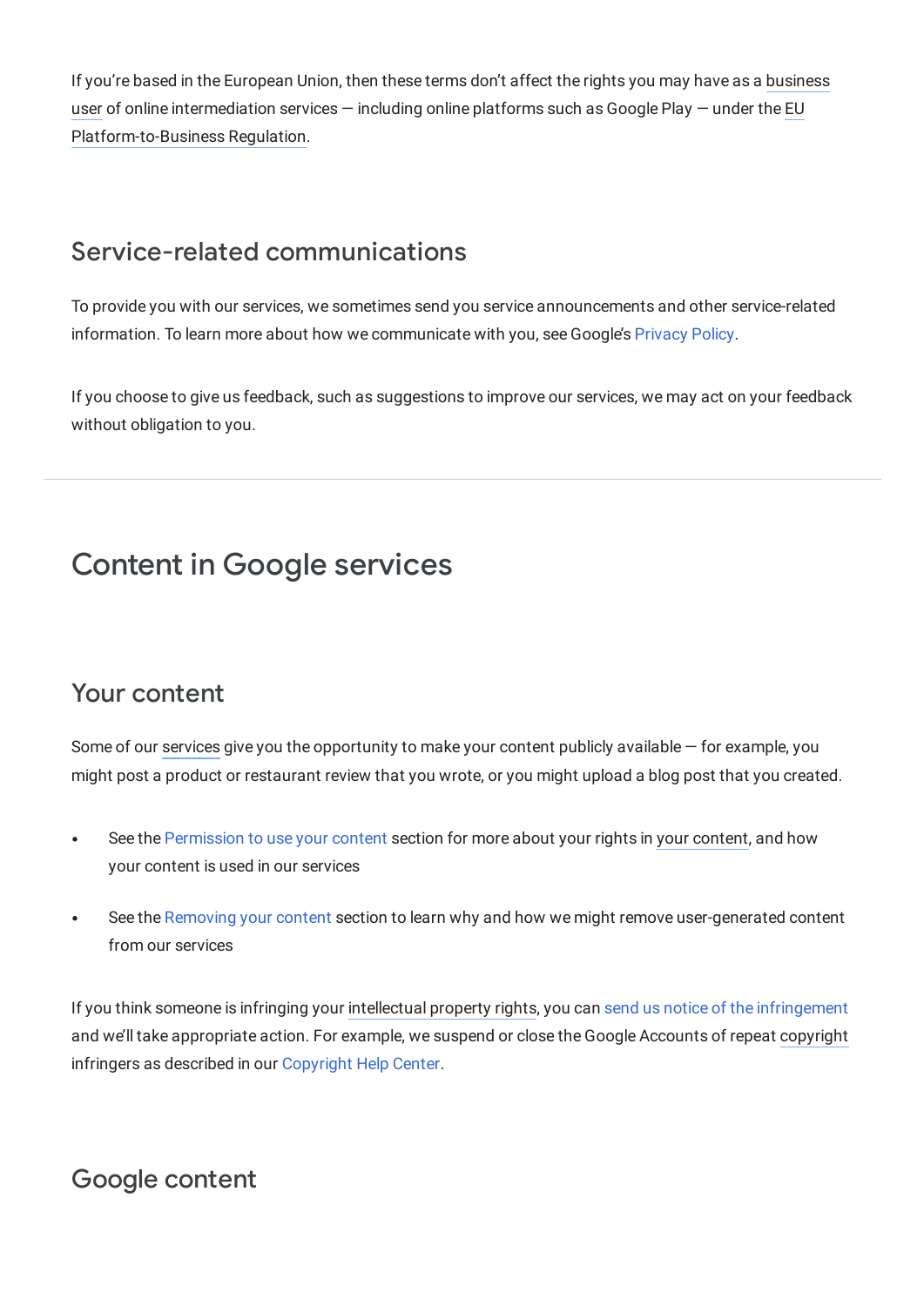If you're based in the European Union, then these terms don't affect the rights you may have as a business user of online intermediation services — including online platforms such as Google Play — under the EU Platform-to-Business Regulation.

### Service-related communications

To provide you with our services, we sometimes send you service announcements and other service-related information. To learn more about how we communicate with you, see Google's Privacy Policy.

If you choose to give us feedback, such as suggestions to improve our services, we may act on your feedback without obligation to you.

---

## Content in Google services

### Your content

Some of our services give you the opportunity to make your content publicly available — for example, you might post a product or restaurant review that you wrote, or you might upload a blog post that you created.

- See the Permission to use your content section for more about your rights in your content, and how your content is used in our services
- See the Removing your content section to learn why and how we might remove user-generated content from our services

If you think someone is infringing your intellectual property rights, you can send us notice of the infringement and we'll take appropriate action. For example, we suspend or close the Google Accounts of repeat copyright infringers as described in our Copyright Help Center.

### Google content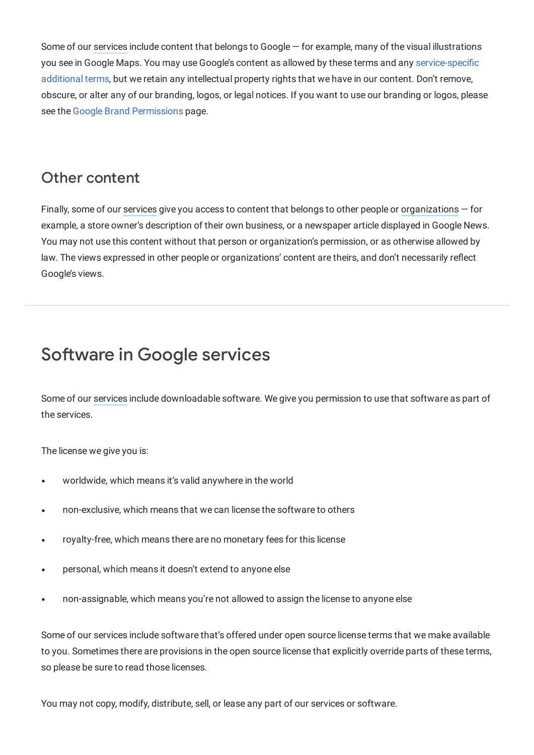Some of our services include content that belongs to Google — for example, many of the visual illustrations you see in Google Maps. You may use Google's content as allowed by these terms and any service-specific additional terms, but we retain any intellectual property rights that we have in our content. Don't remove, obscure, or alter any of our branding, logos, or legal notices. If you want to use our branding or logos, please see the Google Brand Permissions page.

### Other content

Finally, some of our services give you access to content that belongs to other people or organizations — for example, a store owner's description of their own business, or a newspaper article displayed in Google News. You may not use this content without that person or organization's permission, or as otherwise allowed by law. The views expressed in other people or organizations' content are theirs, and don't necessarily reflect Google's views.

---

## Software in Google services

Some of our services include downloadable software. We give you permission to use that software as part of the services.

The license we give you is:

- worldwide, which means it's valid anywhere in the world
- non-exclusive, which means that we can license the software to others
- royalty-free, which means there are no monetary fees for this license
- personal, which means it doesn't extend to anyone else
- non-assignable, which means you're not allowed to assign the license to anyone else

Some of our services include software that's offered under open source license terms that we make available to you. Sometimes there are provisions in the open source license that explicitly override parts of these terms, so please be sure to read those licenses.

You may not copy, modify, distribute, sell, or lease any part of our services or software.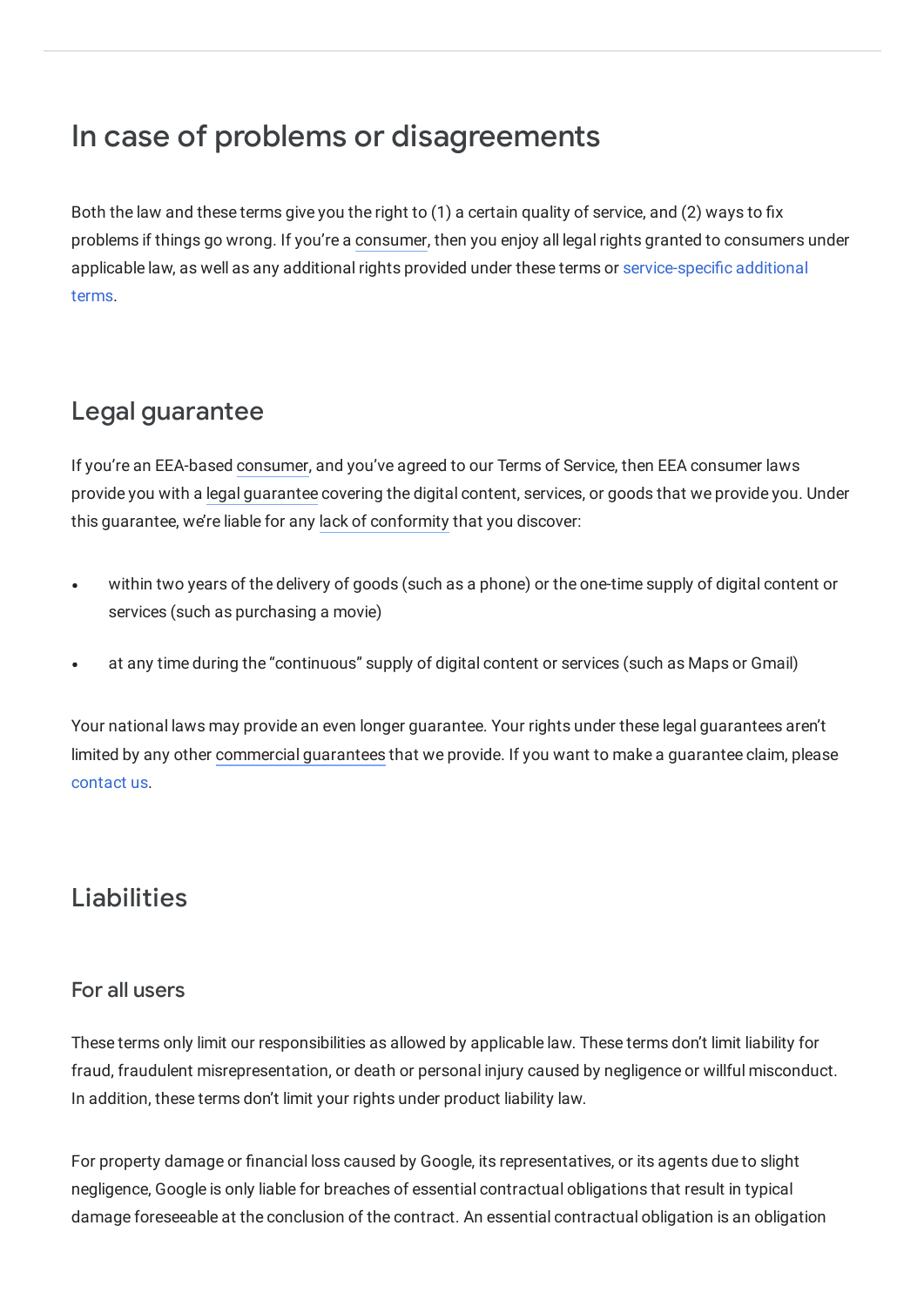# In case of problems or disagreements

Both the law and these terms give you the right to (1) a certain quality of service, and (2) ways to fix problems if things go wrong. If you're a consumer, then you enjoy all legal rights granted to consumers under applicable law, as well as any additional rights provided under these terms or service-specific additional terms.

## Legal guarantee

If you're an EEA-based consumer, and you've agreed to our Terms of Service, then EEA consumer laws provide you with a legal guarantee covering the digital content, services, or goods that we provide you. Under this guarantee, we're liable for any lack of conformity that you discover:

- within two years of the delivery of goods (such as a phone) or the one-time supply of digital content or services (such as purchasing a movie)
- at any time during the "continuous" supply of digital content or services (such as Maps or Gmail)

Your national laws may provide an even longer guarantee. Your rights under these legal guarantees aren't limited by any other commercial guarantees that we provide. If you want to make a guarantee claim, please contact us.

## Liabilities

### For all users

These terms only limit our responsibilities as allowed by applicable law. These terms don't limit liability for fraud, fraudulent misrepresentation, or death or personal injury caused by negligence or willful misconduct. In addition, these terms don't limit your rights under product liability law.

For property damage or financial loss caused by Google, its representatives, or its agents due to slight negligence, Google is only liable for breaches of essential contractual obligations that result in typical damage foreseeable at the conclusion of the contract. An essential contractual obligation is an obligation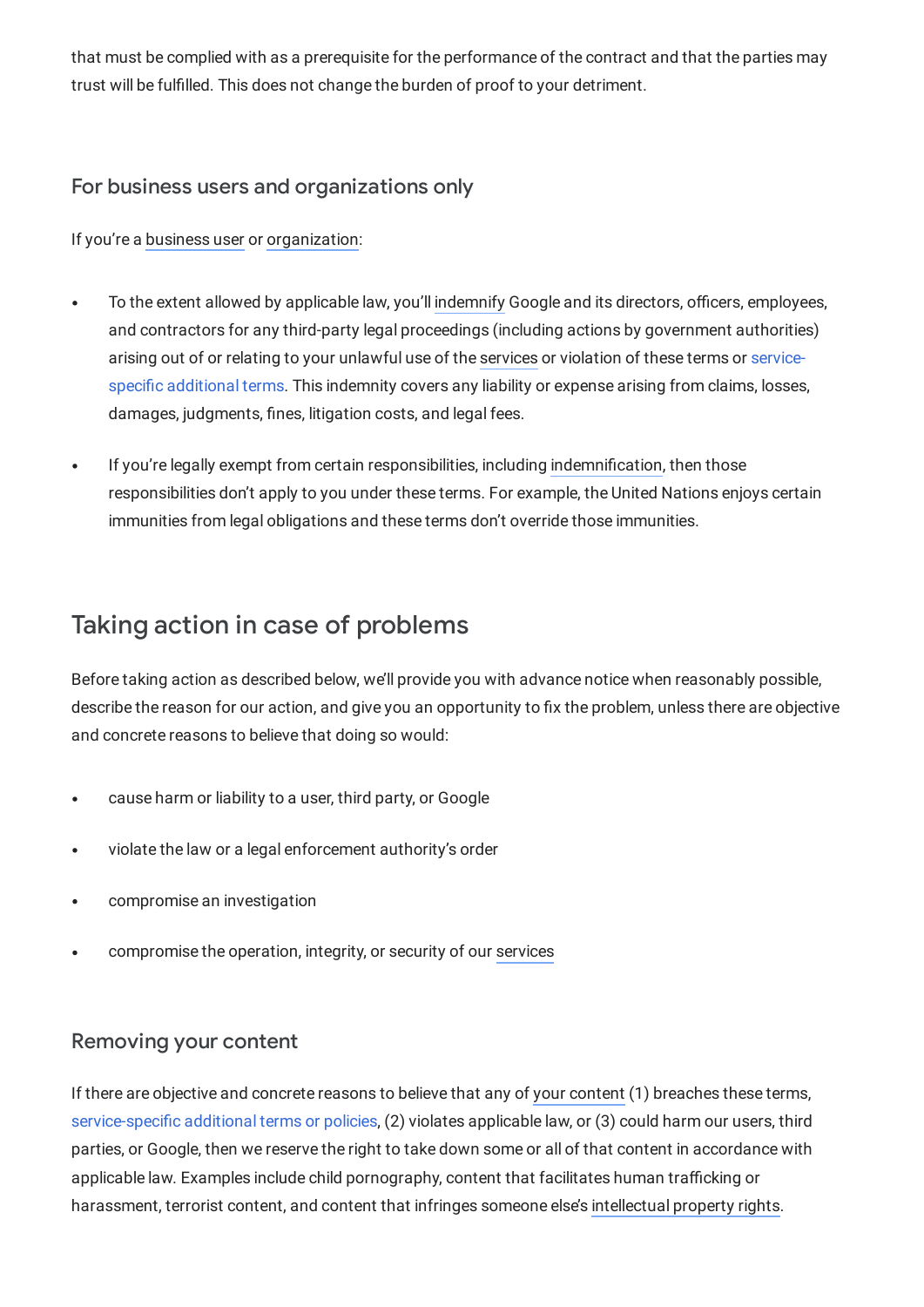that must be complied with as a prerequisite for the performance of the contract and that the parties may trust will be fulfilled. This does not change the burden of proof to your detriment.

### For business users and organizations only

If you're a business user or organization:

- To the extent allowed by applicable law, you'll indemnify Google and its directors, officers, employees, and contractors for any third-party legal proceedings (including actions by government authorities) arising out of or relating to your unlawful use of the services or violation of these terms or service-specific additional terms. This indemnity covers any liability or expense arising from claims, losses, damages, judgments, fines, litigation costs, and legal fees.

- If you're legally exempt from certain responsibilities, including indemnification, then those responsibilities don't apply to you under these terms. For example, the United Nations enjoys certain immunities from legal obligations and these terms don't override those immunities.

## Taking action in case of problems

Before taking action as described below, we'll provide you with advance notice when reasonably possible, describe the reason for our action, and give you an opportunity to fix the problem, unless there are objective and concrete reasons to believe that doing so would:

- cause harm or liability to a user, third party, or Google
- violate the law or a legal enforcement authority's order
- compromise an investigation
- compromise the operation, integrity, or security of our services

### Removing your content

If there are objective and concrete reasons to believe that any of your content (1) breaches these terms, service-specific additional terms or policies, (2) violates applicable law, or (3) could harm our users, third parties, or Google, then we reserve the right to take down some or all of that content in accordance with applicable law. Examples include child pornography, content that facilitates human trafficking or harassment, terrorist content, and content that infringes someone else's intellectual property rights.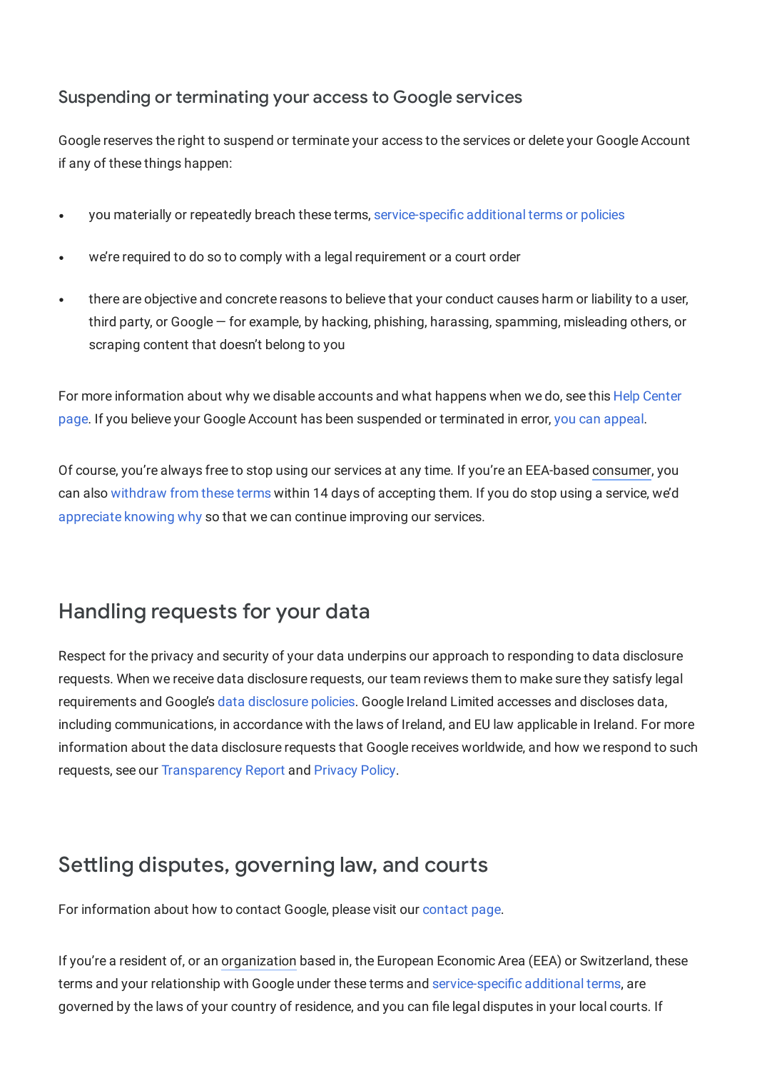### Suspending or terminating your access to Google services

Google reserves the right to suspend or terminate your access to the services or delete your Google Account if any of these things happen:

- you materially or repeatedly breach these terms, service-specific additional terms or policies
- we're required to do so to comply with a legal requirement or a court order
- there are objective and concrete reasons to believe that your conduct causes harm or liability to a user, third party, or Google — for example, by hacking, phishing, harassing, spamming, misleading others, or scraping content that doesn't belong to you

For more information about why we disable accounts and what happens when we do, see this Help Center page. If you believe your Google Account has been suspended or terminated in error, you can appeal.

Of course, you're always free to stop using our services at any time. If you're an EEA-based consumer, you can also withdraw from these terms within 14 days of accepting them. If you do stop using a service, we'd appreciate knowing why so that we can continue improving our services.

## Handling requests for your data

Respect for the privacy and security of your data underpins our approach to responding to data disclosure requests. When we receive data disclosure requests, our team reviews them to make sure they satisfy legal requirements and Google's data disclosure policies. Google Ireland Limited accesses and discloses data, including communications, in accordance with the laws of Ireland, and EU law applicable in Ireland. For more information about the data disclosure requests that Google receives worldwide, and how we respond to such requests, see our Transparency Report and Privacy Policy.

## Settling disputes, governing law, and courts

For information about how to contact Google, please visit our contact page.

If you're a resident of, or an organization based in, the European Economic Area (EEA) or Switzerland, these terms and your relationship with Google under these terms and service-specific additional terms, are governed by the laws of your country of residence, and you can file legal disputes in your local courts. If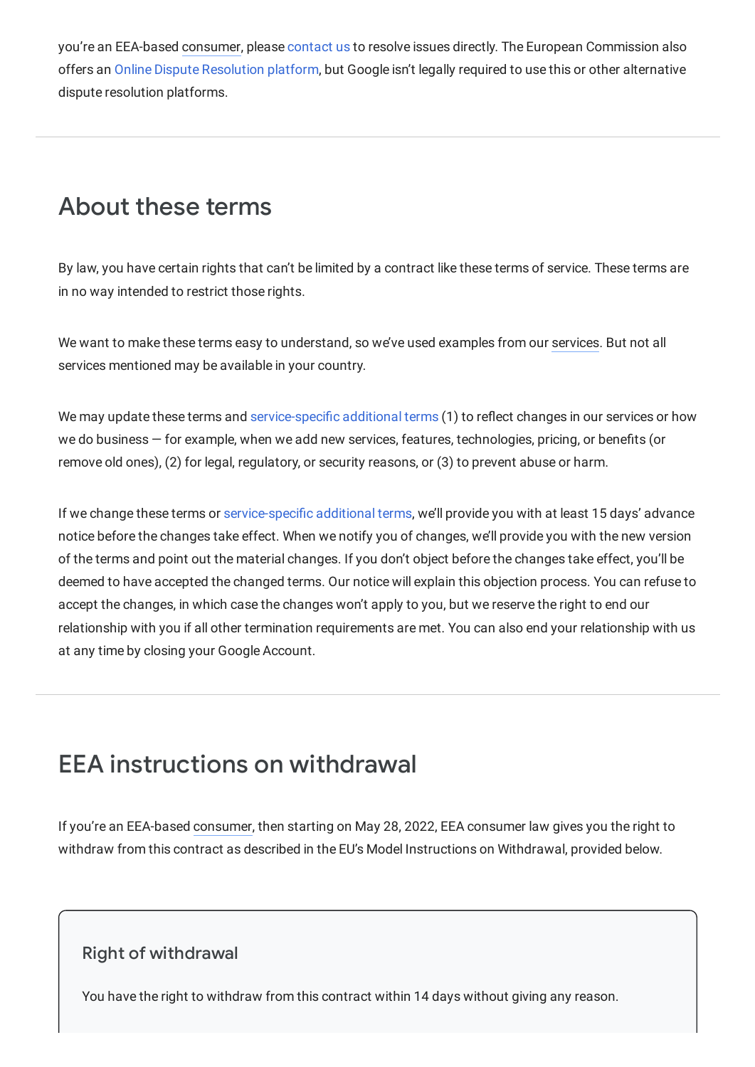you're an EEA-based consumer, please contact us to resolve issues directly. The European Commission also offers an Online Dispute Resolution platform, but Google isn't legally required to use this or other alternative dispute resolution platforms.

## About these terms

By law, you have certain rights that can't be limited by a contract like these terms of service. These terms are in no way intended to restrict those rights.

We want to make these terms easy to understand, so we've used examples from our services. But not all services mentioned may be available in your country.

We may update these terms and service-specific additional terms (1) to reflect changes in our services or how we do business — for example, when we add new services, features, technologies, pricing, or benefits (or remove old ones), (2) for legal, regulatory, or security reasons, or (3) to prevent abuse or harm.

If we change these terms or service-specific additional terms, we'll provide you with at least 15 days' advance notice before the changes take effect. When we notify you of changes, we'll provide you with the new version of the terms and point out the material changes. If you don't object before the changes take effect, you'll be deemed to have accepted the changed terms. Our notice will explain this objection process. You can refuse to accept the changes, in which case the changes won't apply to you, but we reserve the right to end our relationship with you if all other termination requirements are met. You can also end your relationship with us at any time by closing your Google Account.

## EEA instructions on withdrawal

If you're an EEA-based consumer, then starting on May 28, 2022, EEA consumer law gives you the right to withdraw from this contract as described in the EU's Model Instructions on Withdrawal, provided below.

### Right of withdrawal

You have the right to withdraw from this contract within 14 days without giving any reason.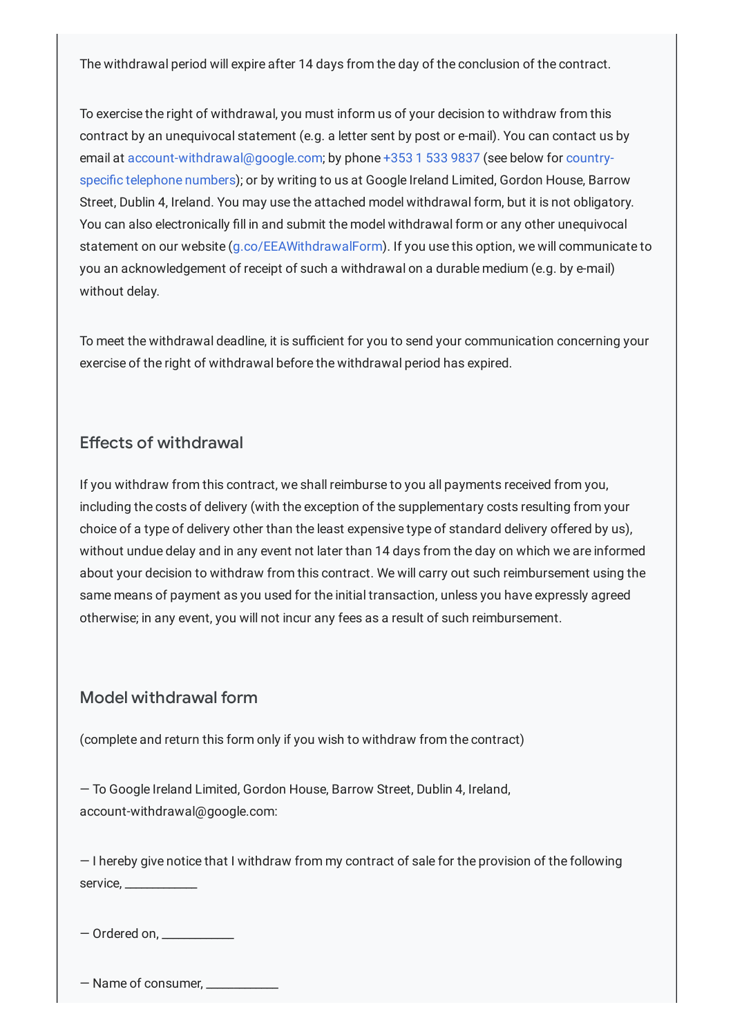The withdrawal period will expire after 14 days from the day of the conclusion of the contract.

To exercise the right of withdrawal, you must inform us of your decision to withdraw from this contract by an unequivocal statement (e.g. a letter sent by post or e-mail). You can contact us by email at account-withdrawal@google.com; by phone +353 1 533 9837 (see below for country-specific telephone numbers); or by writing to us at Google Ireland Limited, Gordon House, Barrow Street, Dublin 4, Ireland. You may use the attached model withdrawal form, but it is not obligatory. You can also electronically fill in and submit the model withdrawal form or any other unequivocal statement on our website (g.co/EEAWithdrawalForm). If you use this option, we will communicate to you an acknowledgement of receipt of such a withdrawal on a durable medium (e.g. by e-mail) without delay.

To meet the withdrawal deadline, it is sufficient for you to send your communication concerning your exercise of the right of withdrawal before the withdrawal period has expired.

### Effects of withdrawal

If you withdraw from this contract, we shall reimburse to you all payments received from you, including the costs of delivery (with the exception of the supplementary costs resulting from your choice of a type of delivery other than the least expensive type of standard delivery offered by us), without undue delay and in any event not later than 14 days from the day on which we are informed about your decision to withdraw from this contract. We will carry out such reimbursement using the same means of payment as you used for the initial transaction, unless you have expressly agreed otherwise; in any event, you will not incur any fees as a result of such reimbursement.

### Model withdrawal form

(complete and return this form only if you wish to withdraw from the contract)

— To Google Ireland Limited, Gordon House, Barrow Street, Dublin 4, Ireland, account-withdrawal@google.com:

— I hereby give notice that I withdraw from my contract of sale for the provision of the following service, ___________

— Ordered on, ___________

— Name of consumer, ___________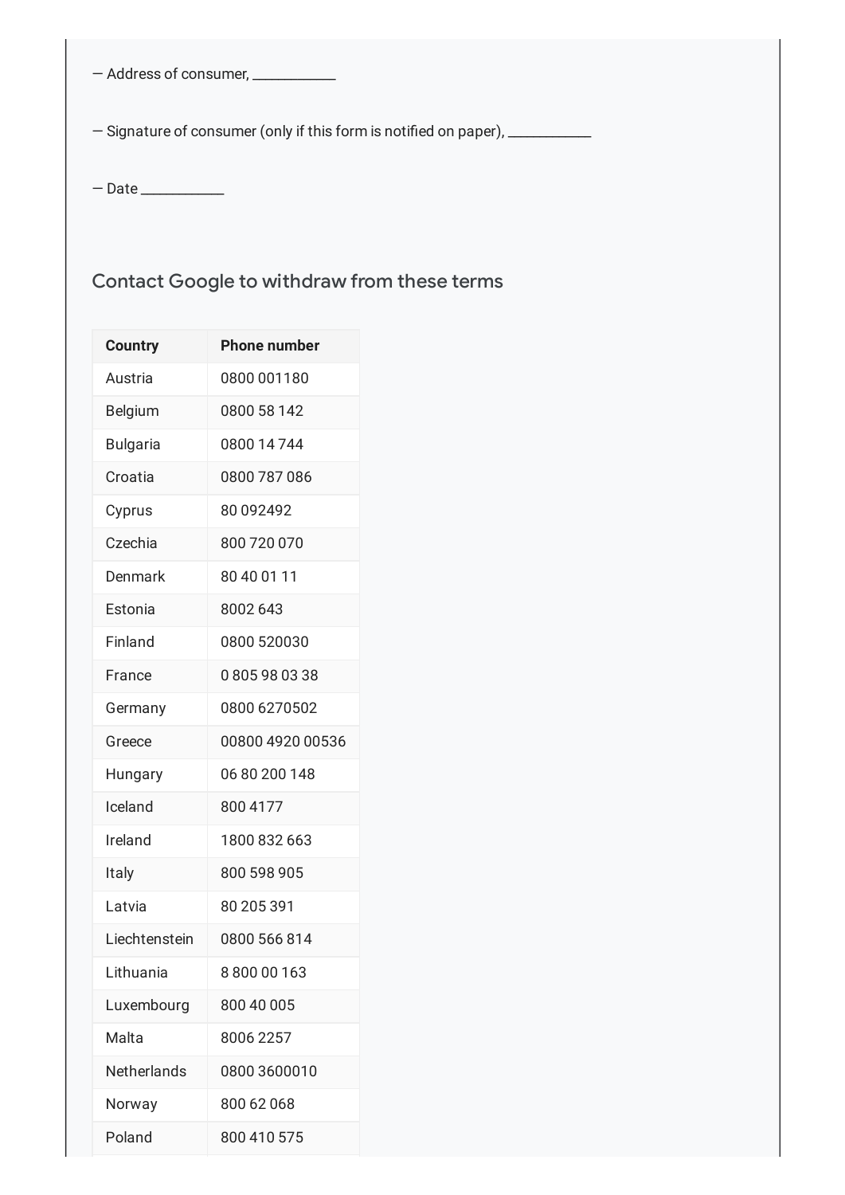— Address of consumer, ____________

— Signature of consumer (only if this form is notified on paper), ____________

— Date ____________

## Contact Google to withdraw from these terms

| Country | Phone number |
| --- | --- |
| Austria | 0800 001180 |
| Belgium | 0800 58 142 |
| Bulgaria | 0800 14 744 |
| Croatia | 0800 787 086 |
| Cyprus | 80 092492 |
| Czechia | 800 720 070 |
| Denmark | 80 40 01 11 |
| Estonia | 8002 643 |
| Finland | 0800 520030 |
| France | 0 805 98 03 38 |
| Germany | 0800 6270502 |
| Greece | 00800 4920 00536 |
| Hungary | 06 80 200 148 |
| Iceland | 800 4177 |
| Ireland | 1800 832 663 |
| Italy | 800 598 905 |
| Latvia | 80 205 391 |
| Liechtenstein | 0800 566 814 |
| Lithuania | 8 800 00 163 |
| Luxembourg | 800 40 005 |
| Malta | 8006 2257 |
| Netherlands | 0800 3600010 |
| Norway | 800 62 068 |
| Poland | 800 410 575 |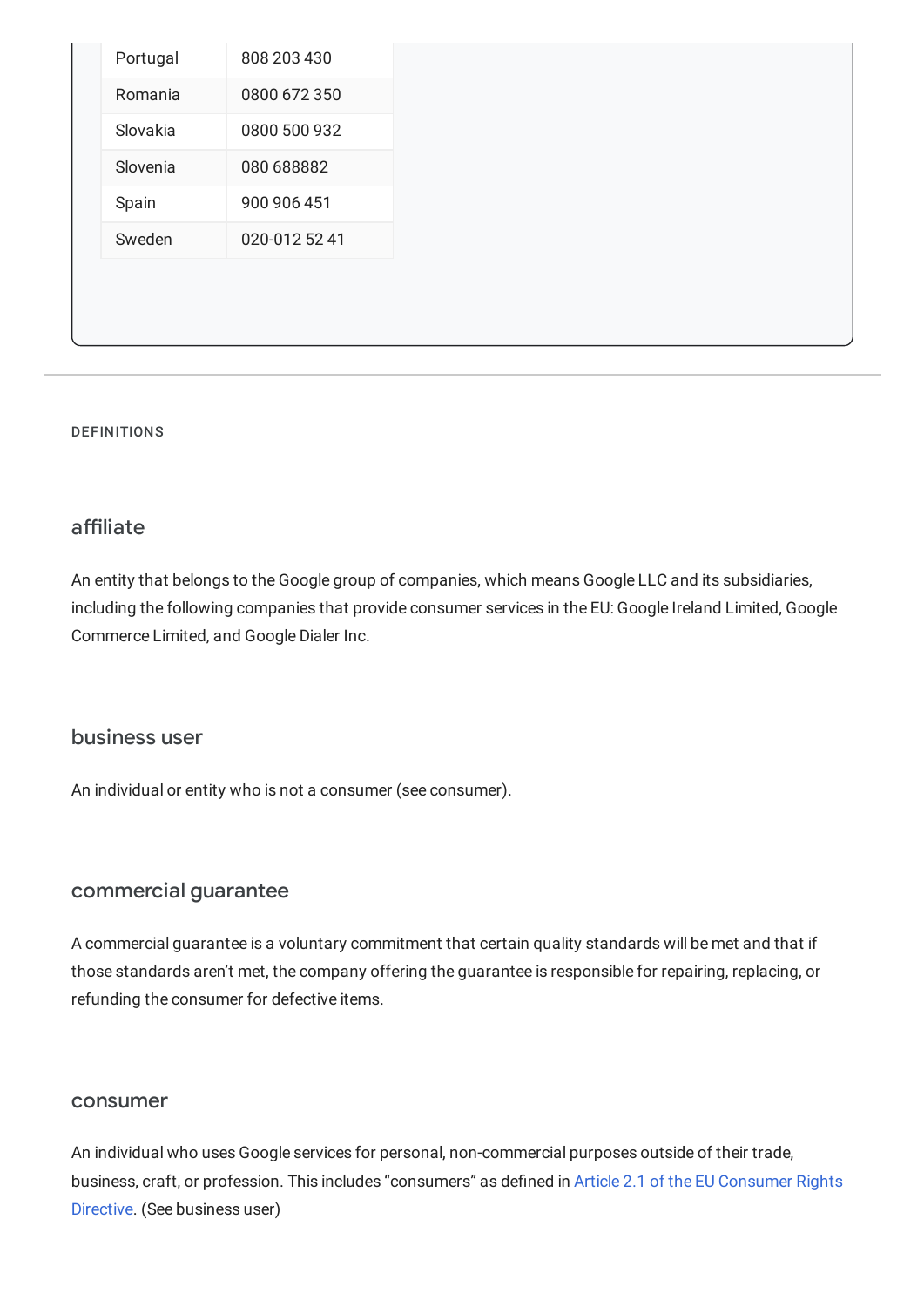| Portugal | 808 203 430 |
| --- | --- |
| Romania | 0800 672 350 |
| Slovakia | 0800 500 932 |
| Slovenia | 080 688882 |
| Spain | 900 906 451 |
| Sweden | 020-012 52 41 |

---

## DEFINITIONS

### affiliate

An entity that belongs to the Google group of companies, which means Google LLC and its subsidiaries, including the following companies that provide consumer services in the EU: Google Ireland Limited, Google Commerce Limited, and Google Dialer Inc.

### business user

An individual or entity who is not a consumer (see consumer).

### commercial guarantee

A commercial guarantee is a voluntary commitment that certain quality standards will be met and that if those standards aren't met, the company offering the guarantee is responsible for repairing, replacing, or refunding the consumer for defective items.

### consumer

An individual who uses Google services for personal, non-commercial purposes outside of their trade, business, craft, or profession. This includes "consumers" as defined in Article 2.1 of the EU Consumer Rights Directive. (See business user)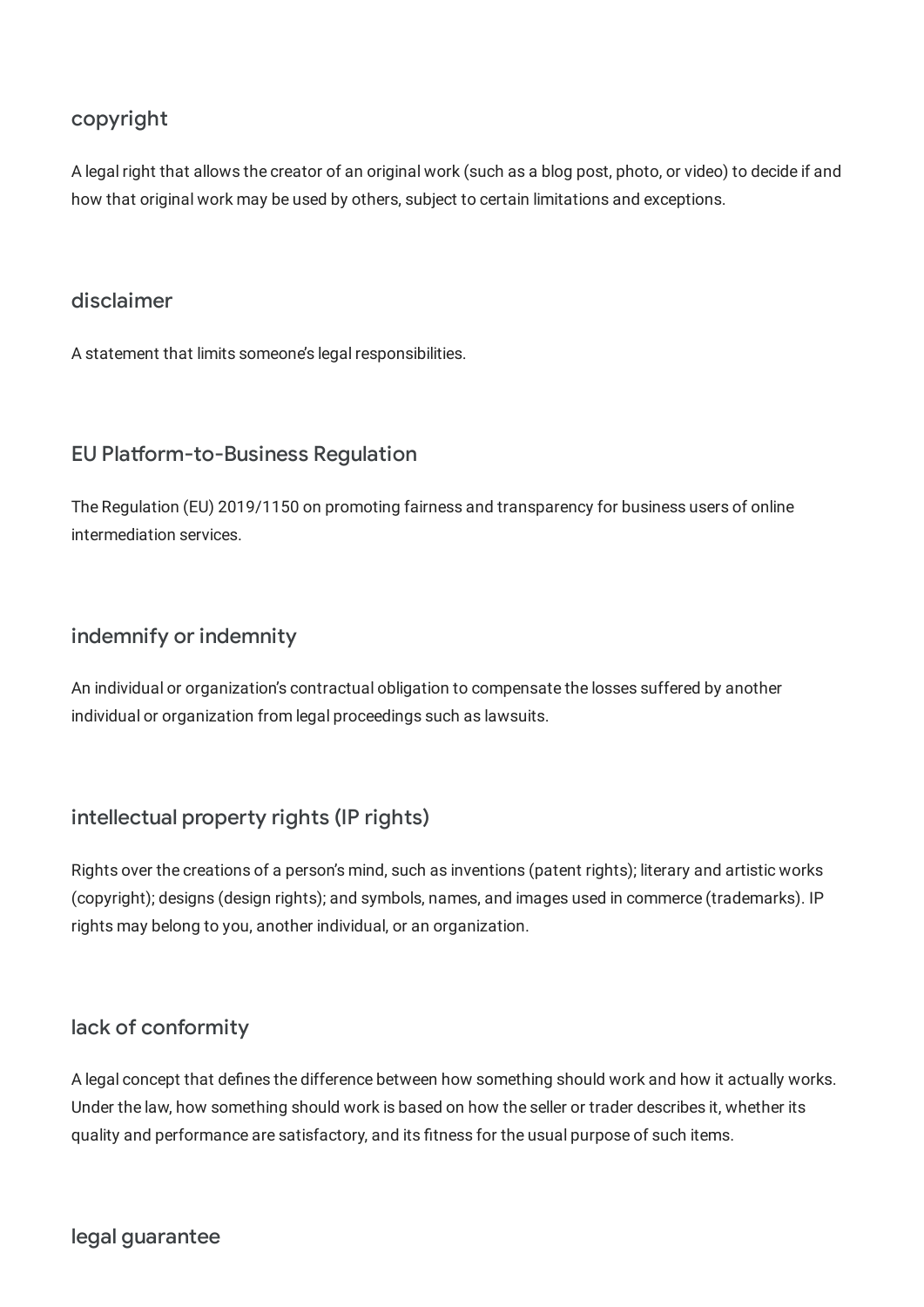### copyright

A legal right that allows the creator of an original work (such as a blog post, photo, or video) to decide if and how that original work may be used by others, subject to certain limitations and exceptions.

### disclaimer

A statement that limits someone's legal responsibilities.

### EU Platform-to-Business Regulation

The Regulation (EU) 2019/1150 on promoting fairness and transparency for business users of online intermediation services.

### indemnify or indemnity

An individual or organization's contractual obligation to compensate the losses suffered by another individual or organization from legal proceedings such as lawsuits.

### intellectual property rights (IP rights)

Rights over the creations of a person's mind, such as inventions (patent rights); literary and artistic works (copyright); designs (design rights); and symbols, names, and images used in commerce (trademarks). IP rights may belong to you, another individual, or an organization.

### lack of conformity

A legal concept that defines the difference between how something should work and how it actually works. Under the law, how something should work is based on how the seller or trader describes it, whether its quality and performance are satisfactory, and its fitness for the usual purpose of such items.

### legal guarantee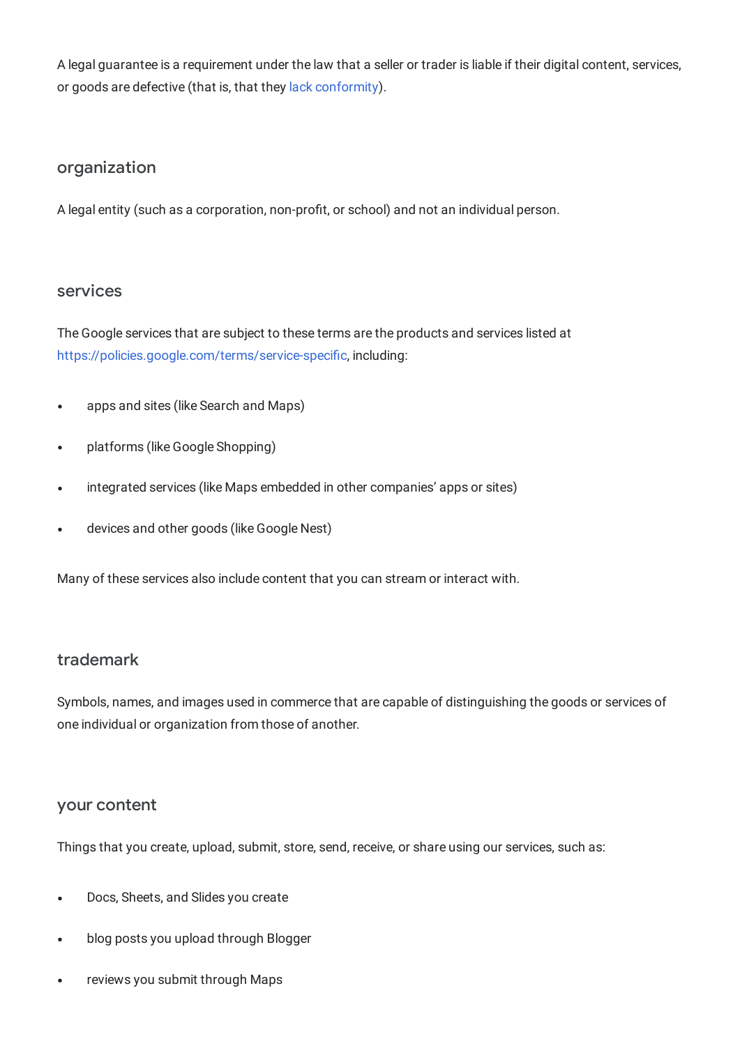A legal guarantee is a requirement under the law that a seller or trader is liable if their digital content, services, or goods are defective (that is, that they lack conformity).

### organization

A legal entity (such as a corporation, non-profit, or school) and not an individual person.

### services

The Google services that are subject to these terms are the products and services listed at https://policies.google.com/terms/service-specific, including:

- apps and sites (like Search and Maps)
- platforms (like Google Shopping)
- integrated services (like Maps embedded in other companies' apps or sites)
- devices and other goods (like Google Nest)

Many of these services also include content that you can stream or interact with.

### trademark

Symbols, names, and images used in commerce that are capable of distinguishing the goods or services of one individual or organization from those of another.

### your content

Things that you create, upload, submit, store, send, receive, or share using our services, such as:

- Docs, Sheets, and Slides you create
- blog posts you upload through Blogger
- reviews you submit through Maps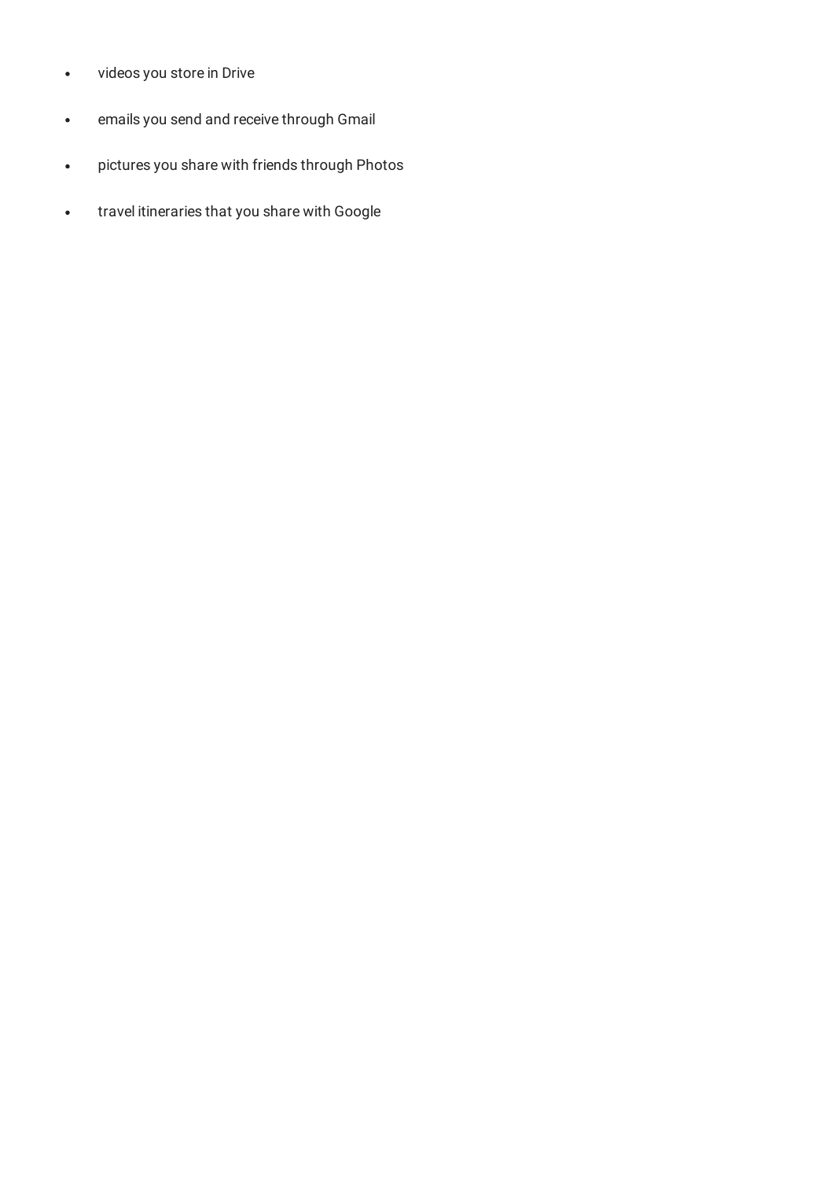- videos you store in Drive
- emails you send and receive through Gmail
- pictures you share with friends through Photos
- travel itineraries that you share with Google